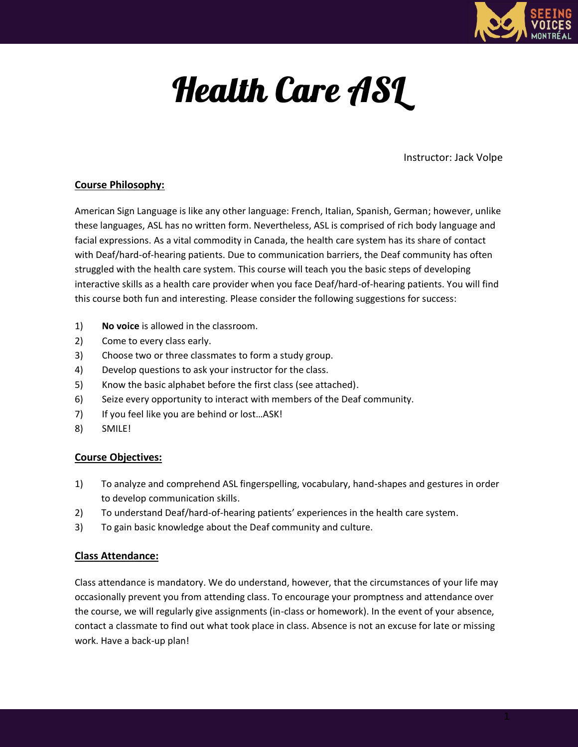# Health Care ASL

Instructor: Jack Volpe

## Course Philosophy:

American Sign Language is like any other language: French, Italian, Spanish, German; however, unlike these languages, ASL has no written form. Nevertheless, ASL is comprised of rich body language and facial expressions. As a vital commodity in Canada, the health care system has its share of contact with Deaf/hard-of-hearing patients. Due to communication barriers, the Deaf community has often struggled with the health care system. This course will teach you the basic steps of developing interactive skills as a health care provider when you face Deaf/hard-of-hearing patients. You will find this course both fun and interesting. Please consider the following suggestions for success:

1) **No voice** is allowed in the classroom.
2) Come to every class early.
3) Choose two or three classmates to form a study group.
4) Develop questions to ask your instructor for the class.
5) Know the basic alphabet before the first class (see attached).
6) Seize every opportunity to interact with members of the Deaf community.
7) If you feel like you are behind or lost…ASK!
8) SMILE!

## Course Objectives:

1) To analyze and comprehend ASL fingerspelling, vocabulary, hand-shapes and gestures in order to develop communication skills.
2) To understand Deaf/hard-of-hearing patients' experiences in the health care system.
3) To gain basic knowledge about the Deaf community and culture.

## Class Attendance:

Class attendance is mandatory. We do understand, however, that the circumstances of your life may occasionally prevent you from attending class. To encourage your promptness and attendance over the course, we will regularly give assignments (in-class or homework). In the event of your absence, contact a classmate to find out what took place in class. Absence is not an excuse for late or missing work. Have a back-up plan!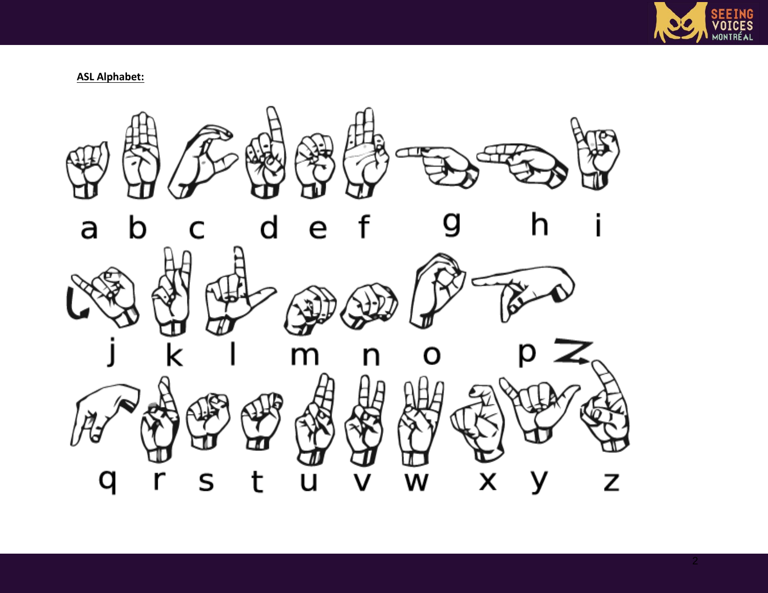**ASL Alphabet:**

a b c d e f g h i

j k l m n o p

q r s t u v w x y z